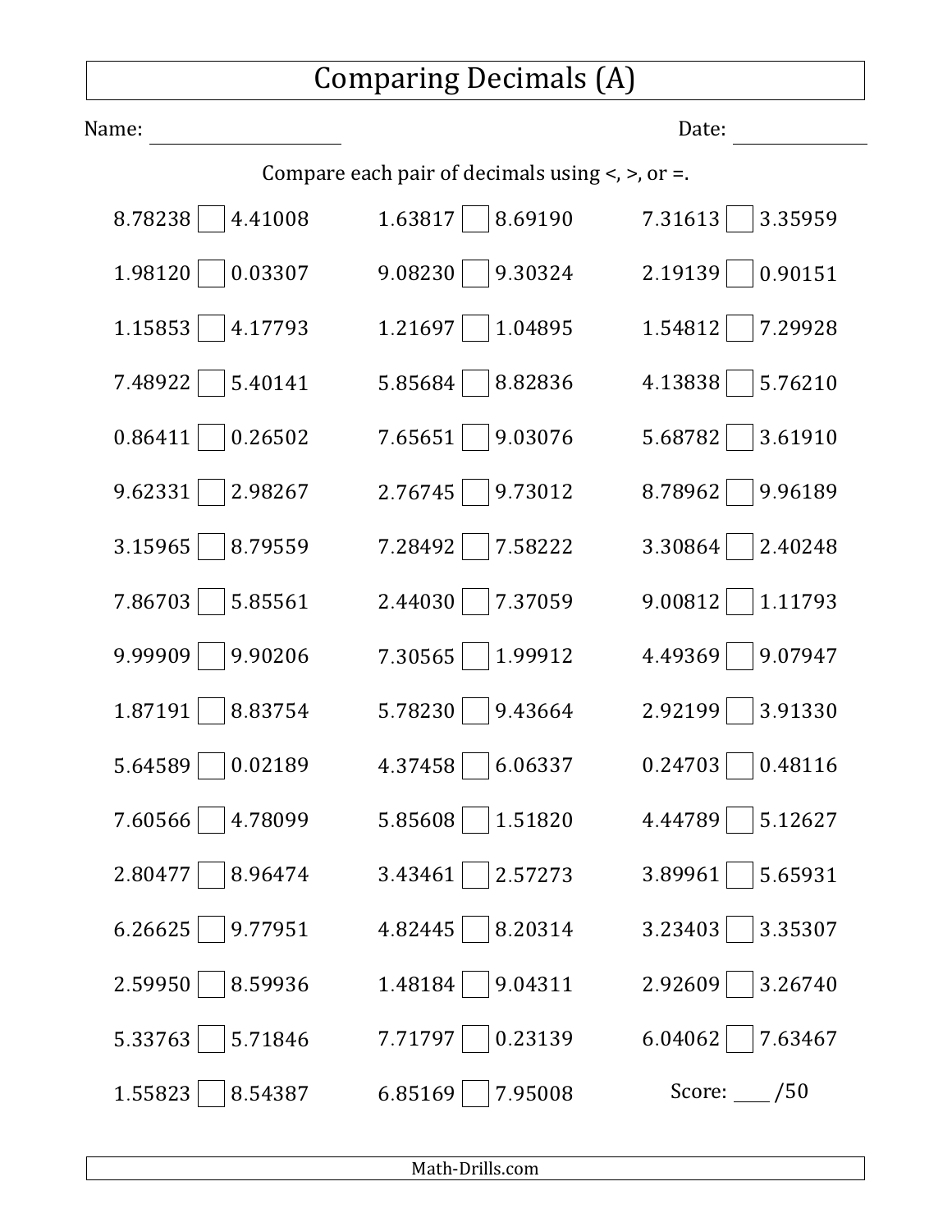# Comparing Decimals (A)

Name: ____________________ Date: ______________

Compare each pair of decimals using <, >, or =.

| | | |
|---|---|---|
| 8.78238 ☐ 4.41008 | 1.63817 ☐ 8.69190 | 7.31613 ☐ 3.35959 |
| 1.98120 ☐ 0.03307 | 9.08230 ☐ 9.30324 | 2.19139 ☐ 0.90151 |
| 1.15853 ☐ 4.17793 | 1.21697 ☐ 1.04895 | 1.54812 ☐ 7.29928 |
| 7.48922 ☐ 5.40141 | 5.85684 ☐ 8.82836 | 4.13838 ☐ 5.76210 |
| 0.86411 ☐ 0.26502 | 7.65651 ☐ 9.03076 | 5.68782 ☐ 3.61910 |
| 9.62331 ☐ 2.98267 | 2.76745 ☐ 9.73012 | 8.78962 ☐ 9.96189 |
| 3.15965 ☐ 8.79559 | 7.28492 ☐ 7.58222 | 3.30864 ☐ 2.40248 |
| 7.86703 ☐ 5.85561 | 2.44030 ☐ 7.37059 | 9.00812 ☐ 1.11793 |
| 9.99909 ☐ 9.90206 | 7.30565 ☐ 1.99912 | 4.49369 ☐ 9.07947 |
| 1.87191 ☐ 8.83754 | 5.78230 ☐ 9.43664 | 2.92199 ☐ 3.91330 |
| 5.64589 ☐ 0.02189 | 4.37458 ☐ 6.06337 | 0.24703 ☐ 0.48116 |
| 7.60566 ☐ 4.78099 | 5.85608 ☐ 1.51820 | 4.44789 ☐ 5.12627 |
| 2.80477 ☐ 8.96474 | 3.43461 ☐ 2.57273 | 3.89961 ☐ 5.65931 |
| 6.26625 ☐ 9.77951 | 4.82445 ☐ 8.20314 | 3.23403 ☐ 3.35307 |
| 2.59950 ☐ 8.59936 | 1.48184 ☐ 9.04311 | 2.92609 ☐ 3.26740 |
| 5.33763 ☐ 5.71846 | 7.71797 ☐ 0.23139 | 6.04062 ☐ 7.63467 |
| 1.55823 ☐ 8.54387 | 6.85169 ☐ 7.95008 | Score: ____ /50 |

Math-Drills.com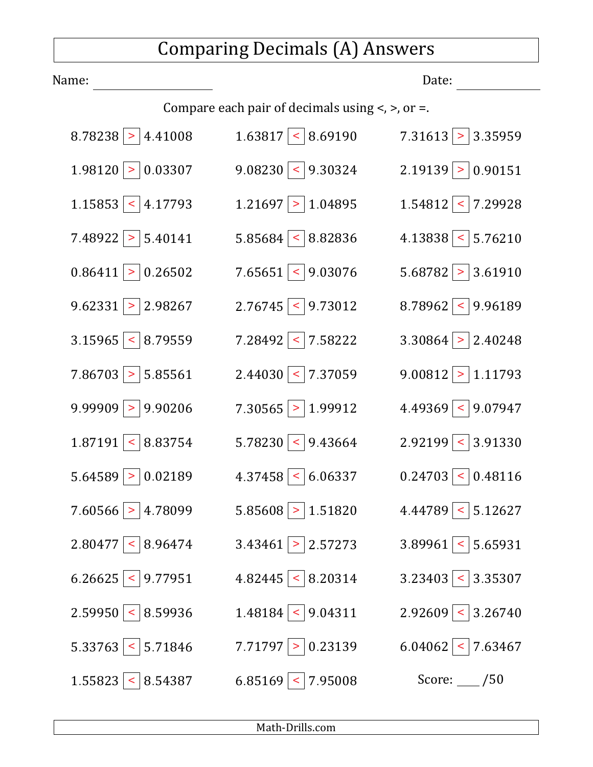# Comparing Decimals (A) Answers

Name: ____________________ Date: ____________

Compare each pair of decimals using <, >, or =.

| | | |
|---|---|---|
| 8.78238 > 4.41008 | 1.63817 < 8.69190 | 7.31613 > 3.35959 |
| 1.98120 > 0.03307 | 9.08230 < 9.30324 | 2.19139 > 0.90151 |
| 1.15853 < 4.17793 | 1.21697 > 1.04895 | 1.54812 < 7.29928 |
| 7.48922 > 5.40141 | 5.85684 < 8.82836 | 4.13838 < 5.76210 |
| 0.86411 > 0.26502 | 7.65651 < 9.03076 | 5.68782 > 3.61910 |
| 9.62331 > 2.98267 | 2.76745 < 9.73012 | 8.78962 < 9.96189 |
| 3.15965 < 8.79559 | 7.28492 < 7.58222 | 3.30864 > 2.40248 |
| 7.86703 > 5.85561 | 2.44030 < 7.37059 | 9.00812 > 1.11793 |
| 9.99909 > 9.90206 | 7.30565 > 1.99912 | 4.49369 < 9.07947 |
| 1.87191 < 8.83754 | 5.78230 < 9.43664 | 2.92199 < 3.91330 |
| 5.64589 > 0.02189 | 4.37458 < 6.06337 | 0.24703 < 0.48116 |
| 7.60566 > 4.78099 | 5.85608 > 1.51820 | 4.44789 < 5.12627 |
| 2.80477 < 8.96474 | 3.43461 > 2.57273 | 3.89961 < 5.65931 |
| 6.26625 < 9.77951 | 4.82445 < 8.20314 | 3.23403 < 3.35307 |
| 2.59950 < 8.59936 | 1.48184 < 9.04311 | 2.92609 < 3.26740 |
| 5.33763 < 5.71846 | 7.71797 > 0.23139 | 6.04062 < 7.63467 |
| 1.55823 < 8.54387 | 6.85169 < 7.95008 | Score: ____ /50 |